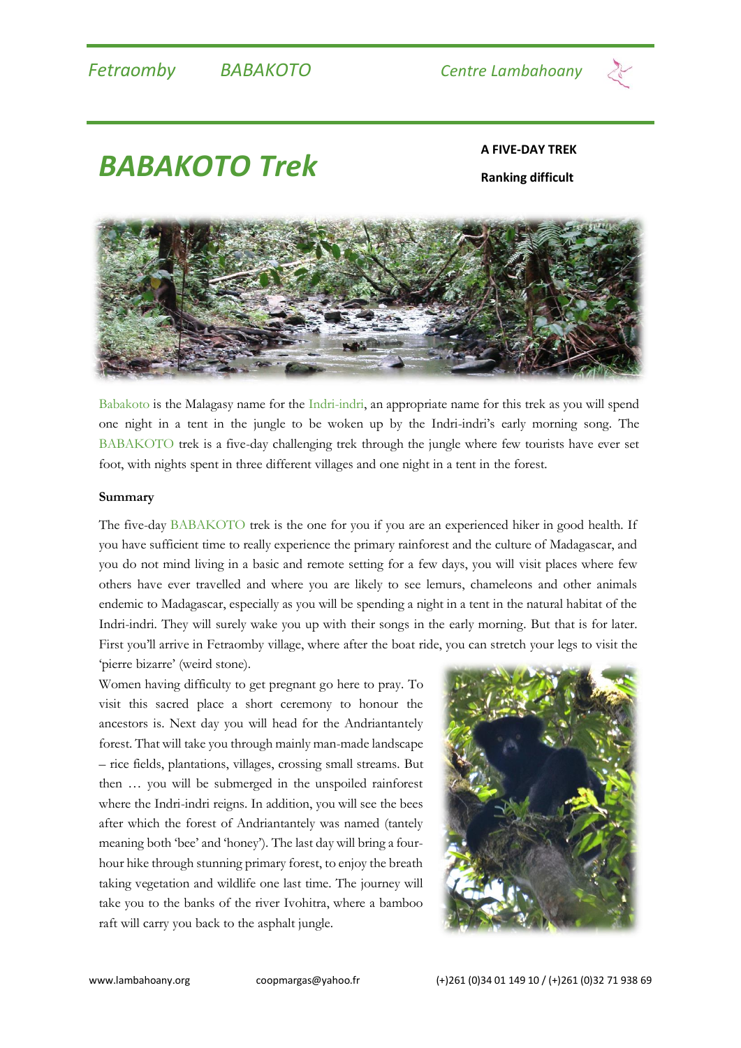# BABAKOTO Trek

**A FIVE-DAY TREK**

**Ranking difficult**

Babakoto is the Malagasy name for the Indri-indri, an appropriate name for this trek as you will spend one night in a tent in the jungle to be woken up by the Indri-indri's early morning song. The BABAKOTO trek is a five-day challenging trek through the jungle where few tourists have ever set foot, with nights spent in three different villages and one night in a tent in the forest.

**Summary**

The five-day BABAKOTO trek is the one for you if you are an experienced hiker in good health. If you have sufficient time to really experience the primary rainforest and the culture of Madagascar, and you do not mind living in a basic and remote setting for a few days, you will visit places where few others have ever travelled and where you are likely to see lemurs, chameleons and other animals endemic to Madagascar, especially as you will be spending a night in a tent in the natural habitat of the Indri-indri. They will surely wake you up with their songs in the early morning. But that is for later. First you'll arrive in Fetraomby village, where after the boat ride, you can stretch your legs to visit the 'pierre bizarre' (weird stone).

Women having difficulty to get pregnant go here to pray. To visit this sacred place a short ceremony to honour the ancestors is. Next day you will head for the Andriantantely forest. That will take you through mainly man-made landscape – rice fields, plantations, villages, crossing small streams. But then … you will be submerged in the unspoiled rainforest where the Indri-indri reigns. In addition, you will see the bees after which the forest of Andriantantely was named (tantely meaning both 'bee' and 'honey'). The last day will bring a four-hour hike through stunning primary forest, to enjoy the breath taking vegetation and wildlife one last time. The journey will take you to the banks of the river Ivohitra, where a bamboo raft will carry you back to the asphalt jungle.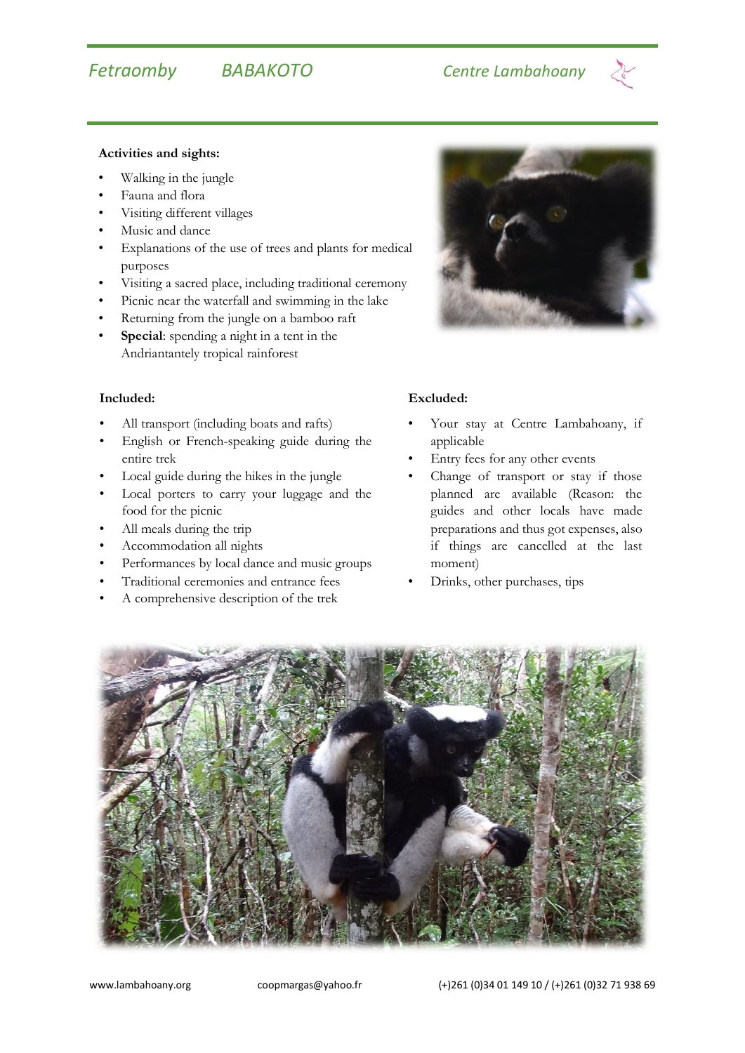**Activities and sights:**

- Walking in the jungle
- Fauna and flora
- Visiting different villages
- Music and dance
- Explanations of the use of trees and plants for medical purposes
- Visiting a sacred place, including traditional ceremony
- Picnic near the waterfall and swimming in the lake
- Returning from the jungle on a bamboo raft
- **Special**: spending a night in a tent in the Andriantantely tropical rainforest

**Included:**

- All transport (including boats and rafts)
- English or French-speaking guide during the entire trek
- Local guide during the hikes in the jungle
- Local porters to carry your luggage and the food for the picnic
- All meals during the trip
- Accommodation all nights
- Performances by local dance and music groups
- Traditional ceremonies and entrance fees
- A comprehensive description of the trek

**Excluded:**

- Your stay at Centre Lambahoany, if applicable
- Entry fees for any other events
- Change of transport or stay if those planned are available (Reason: the guides and other locals have made preparations and thus got expenses, also if things are cancelled at the last moment)
- Drinks, other purchases, tips

www.lambahoany.org coopmargas@yahoo.fr (+)261 (0)34 01 149 10 / (+)261 (0)32 71 938 69